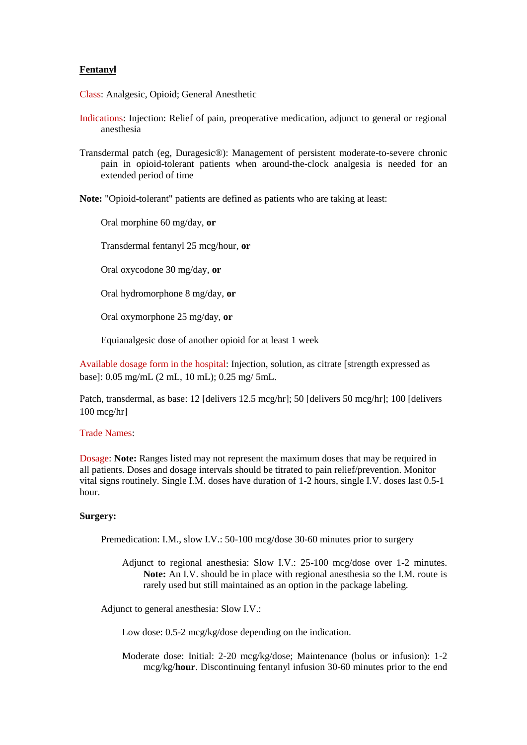**Fentanyl**

Class: Analgesic, Opioid; General Anesthetic

Indications: Injection: Relief of pain, preoperative medication, adjunct to general or regional anesthesia

Transdermal patch (eg, Duragesic®): Management of persistent moderate-to-severe chronic pain in opioid-tolerant patients when around-the-clock analgesia is needed for an extended period of time

**Note:** "Opioid-tolerant" patients are defined as patients who are taking at least:

Oral morphine 60 mg/day, **or**

Transdermal fentanyl 25 mcg/hour, **or**

Oral oxycodone 30 mg/day, **or**

Oral hydromorphone 8 mg/day, **or**

Oral oxymorphone 25 mg/day, **or**

Equianalgesic dose of another opioid for at least 1 week

Available dosage form in the hospital: Injection, solution, as citrate [strength expressed as base]: 0.05 mg/mL (2 mL, 10 mL); 0.25 mg/ 5mL.

Patch, transdermal, as base: 12 [delivers 12.5 mcg/hr]; 50 [delivers 50 mcg/hr]; 100 [delivers 100 mcg/hr]

Trade Names:

Dosage: **Note:** Ranges listed may not represent the maximum doses that may be required in all patients. Doses and dosage intervals should be titrated to pain relief/prevention. Monitor vital signs routinely. Single I.M. doses have duration of 1-2 hours, single I.V. doses last 0.5-1 hour.

**Surgery:**

Premedication: I.M., slow I.V.: 50-100 mcg/dose 30-60 minutes prior to surgery

Adjunct to regional anesthesia: Slow I.V.: 25-100 mcg/dose over 1-2 minutes. **Note:** An I.V. should be in place with regional anesthesia so the I.M. route is rarely used but still maintained as an option in the package labeling.

Adjunct to general anesthesia: Slow I.V.:

Low dose: 0.5-2 mcg/kg/dose depending on the indication.

Moderate dose: Initial: 2-20 mcg/kg/dose; Maintenance (bolus or infusion): 1-2 mcg/kg/**hour**. Discontinuing fentanyl infusion 30-60 minutes prior to the end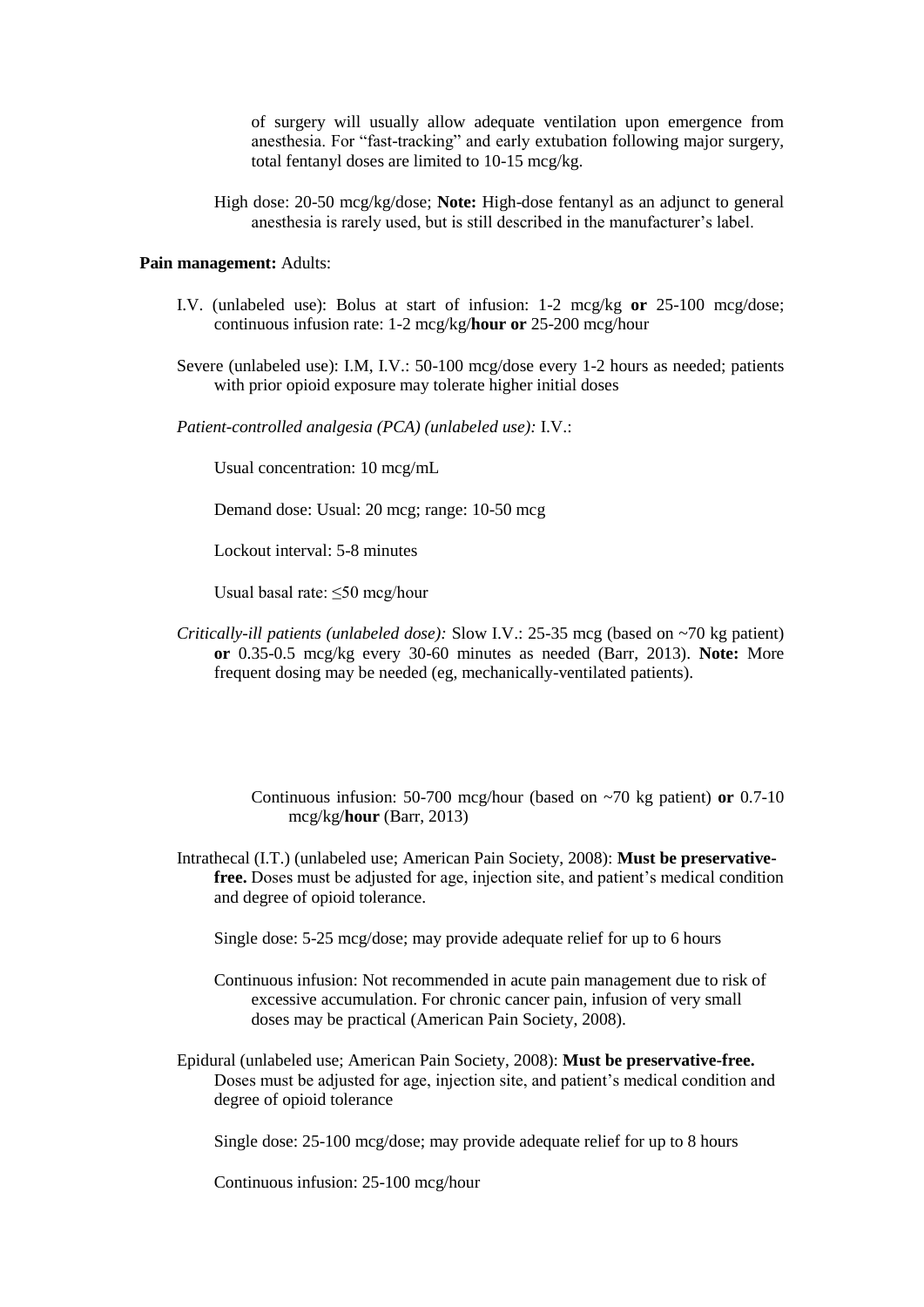of surgery will usually allow adequate ventilation upon emergence from anesthesia. For "fast-tracking" and early extubation following major surgery, total fentanyl doses are limited to 10-15 mcg/kg.

High dose: 20-50 mcg/kg/dose; **Note:** High-dose fentanyl as an adjunct to general anesthesia is rarely used, but is still described in the manufacturer's label.

**Pain management:** Adults:

I.V. (unlabeled use): Bolus at start of infusion: 1-2 mcg/kg **or** 25-100 mcg/dose; continuous infusion rate: 1-2 mcg/kg/**hour or** 25-200 mcg/hour

Severe (unlabeled use): I.M, I.V.: 50-100 mcg/dose every 1-2 hours as needed; patients with prior opioid exposure may tolerate higher initial doses

*Patient-controlled analgesia (PCA) (unlabeled use):* I.V.:

Usual concentration: 10 mcg/mL

Demand dose: Usual: 20 mcg; range: 10-50 mcg

Lockout interval: 5-8 minutes

Usual basal rate: ≤50 mcg/hour

*Critically-ill patients (unlabeled dose):* Slow I.V.: 25-35 mcg (based on ~70 kg patient) **or** 0.35-0.5 mcg/kg every 30-60 minutes as needed (Barr, 2013). **Note:** More frequent dosing may be needed (eg, mechanically-ventilated patients).

Continuous infusion: 50-700 mcg/hour (based on ~70 kg patient) **or** 0.7-10 mcg/kg/**hour** (Barr, 2013)

Intrathecal (I.T.) (unlabeled use; American Pain Society, 2008): **Must be preservative-free.** Doses must be adjusted for age, injection site, and patient's medical condition and degree of opioid tolerance.

Single dose: 5-25 mcg/dose; may provide adequate relief for up to 6 hours

Continuous infusion: Not recommended in acute pain management due to risk of excessive accumulation. For chronic cancer pain, infusion of very small doses may be practical (American Pain Society, 2008).

Epidural (unlabeled use; American Pain Society, 2008): **Must be preservative-free.** Doses must be adjusted for age, injection site, and patient's medical condition and degree of opioid tolerance

Single dose: 25-100 mcg/dose; may provide adequate relief for up to 8 hours

Continuous infusion: 25-100 mcg/hour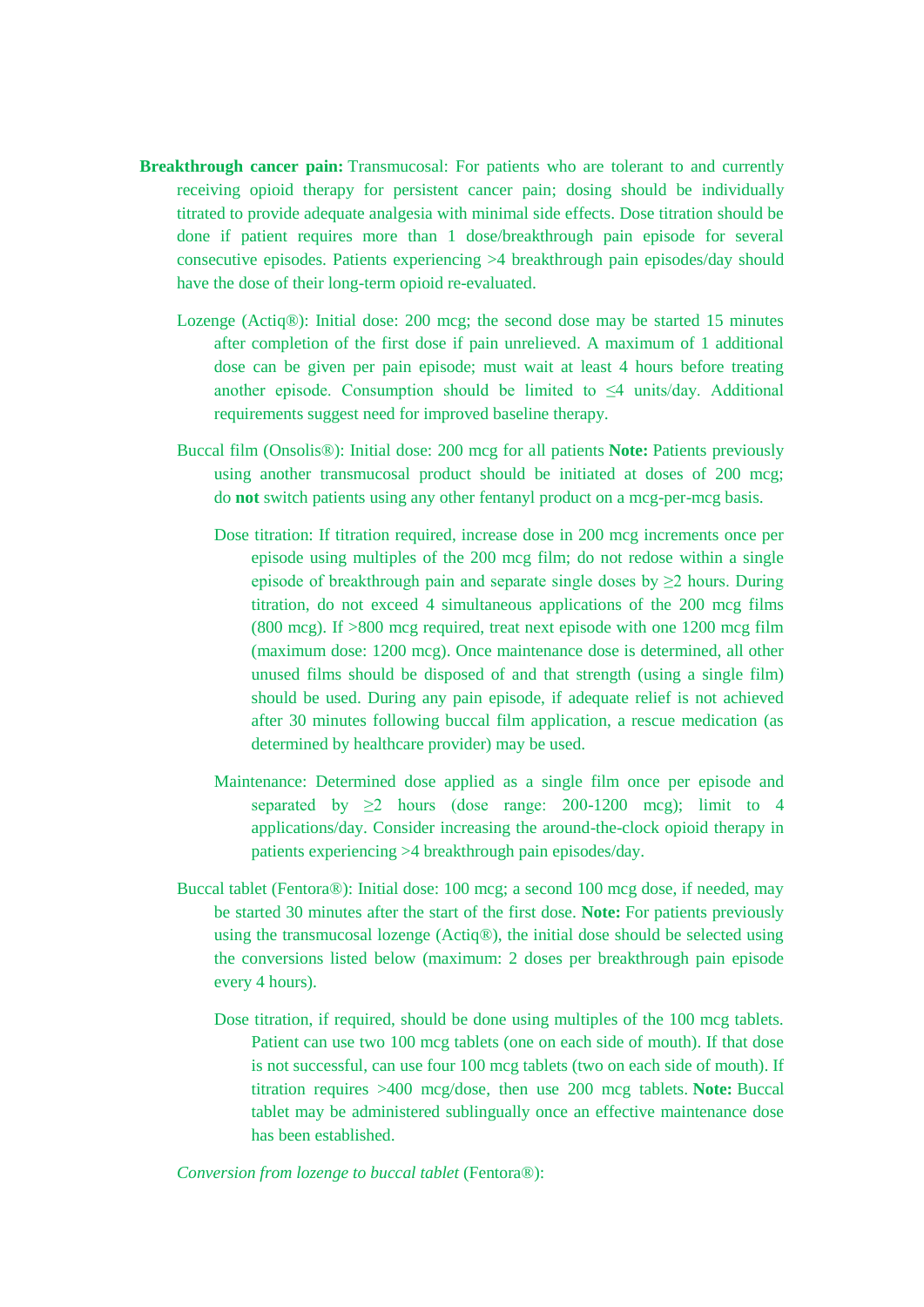**Breakthrough cancer pain:** Transmucosal: For patients who are tolerant to and currently receiving opioid therapy for persistent cancer pain; dosing should be individually titrated to provide adequate analgesia with minimal side effects. Dose titration should be done if patient requires more than 1 dose/breakthrough pain episode for several consecutive episodes. Patients experiencing >4 breakthrough pain episodes/day should have the dose of their long-term opioid re-evaluated.

Lozenge (Actiq®): Initial dose: 200 mcg; the second dose may be started 15 minutes after completion of the first dose if pain unrelieved. A maximum of 1 additional dose can be given per pain episode; must wait at least 4 hours before treating another episode. Consumption should be limited to ≤4 units/day. Additional requirements suggest need for improved baseline therapy.

Buccal film (Onsolis®): Initial dose: 200 mcg for all patients **Note:** Patients previously using another transmucosal product should be initiated at doses of 200 mcg; do **not** switch patients using any other fentanyl product on a mcg-per-mcg basis.

Dose titration: If titration required, increase dose in 200 mcg increments once per episode using multiples of the 200 mcg film; do not redose within a single episode of breakthrough pain and separate single doses by ≥2 hours. During titration, do not exceed 4 simultaneous applications of the 200 mcg films (800 mcg). If >800 mcg required, treat next episode with one 1200 mcg film (maximum dose: 1200 mcg). Once maintenance dose is determined, all other unused films should be disposed of and that strength (using a single film) should be used. During any pain episode, if adequate relief is not achieved after 30 minutes following buccal film application, a rescue medication (as determined by healthcare provider) may be used.

Maintenance: Determined dose applied as a single film once per episode and separated by ≥2 hours (dose range: 200-1200 mcg); limit to 4 applications/day. Consider increasing the around-the-clock opioid therapy in patients experiencing >4 breakthrough pain episodes/day.

Buccal tablet (Fentora®): Initial dose: 100 mcg; a second 100 mcg dose, if needed, may be started 30 minutes after the start of the first dose. **Note:** For patients previously using the transmucosal lozenge (Actiq®), the initial dose should be selected using the conversions listed below (maximum: 2 doses per breakthrough pain episode every 4 hours).

Dose titration, if required, should be done using multiples of the 100 mcg tablets. Patient can use two 100 mcg tablets (one on each side of mouth). If that dose is not successful, can use four 100 mcg tablets (two on each side of mouth). If titration requires >400 mcg/dose, then use 200 mcg tablets. **Note:** Buccal tablet may be administered sublingually once an effective maintenance dose has been established.

*Conversion from lozenge to buccal tablet* (Fentora®):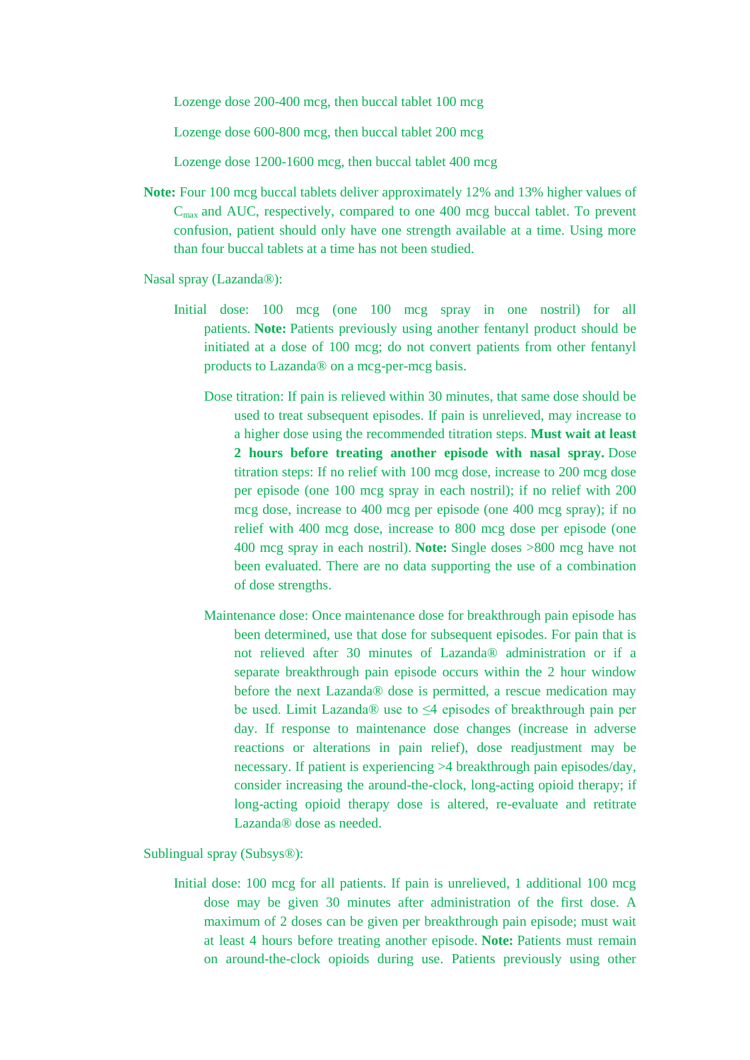Lozenge dose 200-400 mcg, then buccal tablet 100 mcg

Lozenge dose 600-800 mcg, then buccal tablet 200 mcg

Lozenge dose 1200-1600 mcg, then buccal tablet 400 mcg

**Note:** Four 100 mcg buccal tablets deliver approximately 12% and 13% higher values of $C_{max}$ and AUC, respectively, compared to one 400 mcg buccal tablet. To prevent confusion, patient should only have one strength available at a time. Using more than four buccal tablets at a time has not been studied.

Nasal spray (Lazanda®):

Initial dose: 100 mcg (one 100 mcg spray in one nostril) for all patients. **Note:** Patients previously using another fentanyl product should be initiated at a dose of 100 mcg; do not convert patients from other fentanyl products to Lazanda® on a mcg-per-mcg basis.

Dose titration: If pain is relieved within 30 minutes, that same dose should be used to treat subsequent episodes. If pain is unrelieved, may increase to a higher dose using the recommended titration steps. **Must wait at least 2 hours before treating another episode with nasal spray.** Dose titration steps: If no relief with 100 mcg dose, increase to 200 mcg dose per episode (one 100 mcg spray in each nostril); if no relief with 200 mcg dose, increase to 400 mcg per episode (one 400 mcg spray); if no relief with 400 mcg dose, increase to 800 mcg dose per episode (one 400 mcg spray in each nostril). **Note:** Single doses >800 mcg have not been evaluated. There are no data supporting the use of a combination of dose strengths.

Maintenance dose: Once maintenance dose for breakthrough pain episode has been determined, use that dose for subsequent episodes. For pain that is not relieved after 30 minutes of Lazanda® administration or if a separate breakthrough pain episode occurs within the 2 hour window before the next Lazanda® dose is permitted, a rescue medication may be used. Limit Lazanda® use to ≤4 episodes of breakthrough pain per day. If response to maintenance dose changes (increase in adverse reactions or alterations in pain relief), dose readjustment may be necessary. If patient is experiencing >4 breakthrough pain episodes/day, consider increasing the around-the-clock, long-acting opioid therapy; if long-acting opioid therapy dose is altered, re-evaluate and retitrate Lazanda® dose as needed.

Sublingual spray (Subsys®):

Initial dose: 100 mcg for all patients. If pain is unrelieved, 1 additional 100 mcg dose may be given 30 minutes after administration of the first dose. A maximum of 2 doses can be given per breakthrough pain episode; must wait at least 4 hours before treating another episode. **Note:** Patients must remain on around-the-clock opioids during use. Patients previously using other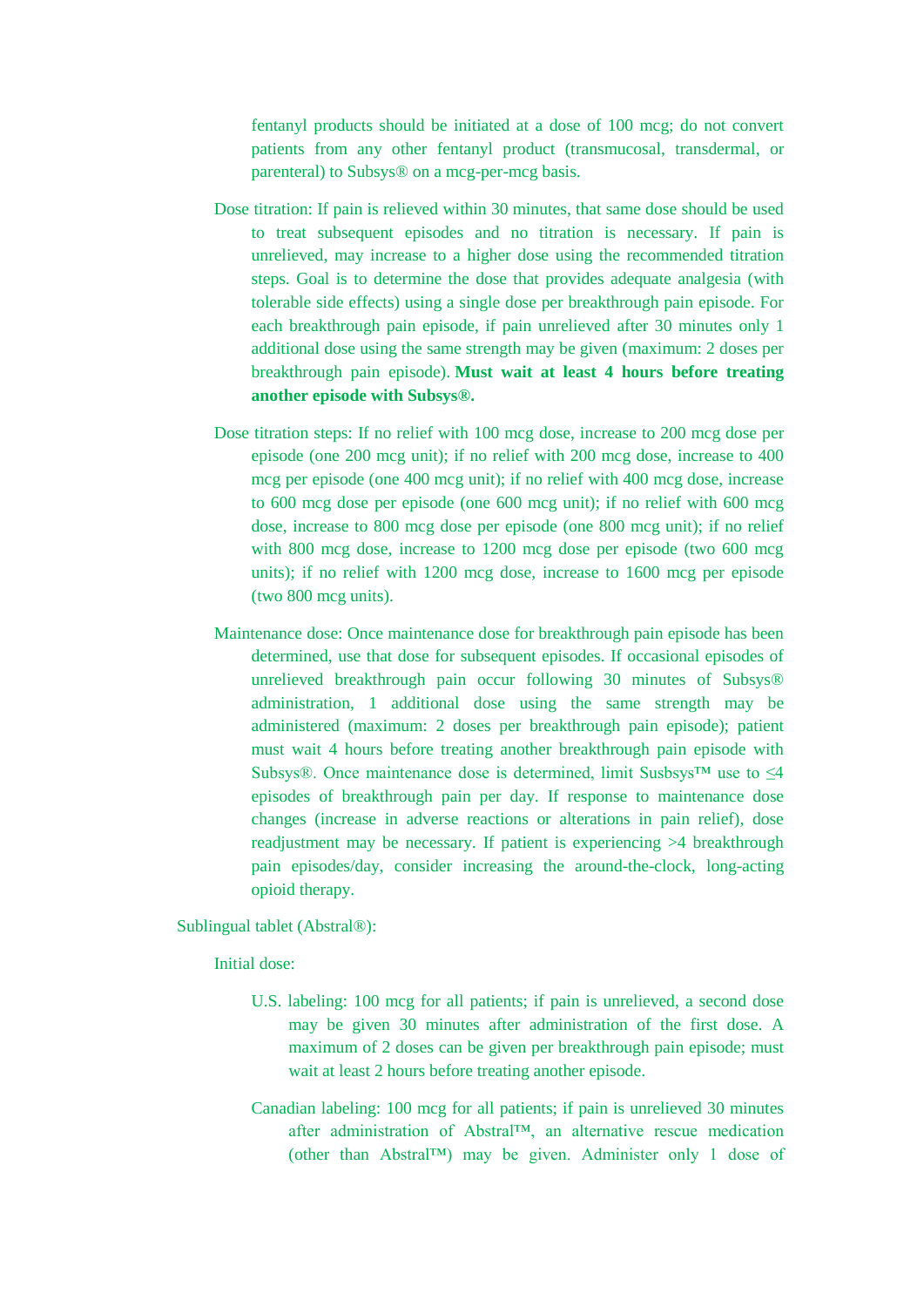fentanyl products should be initiated at a dose of 100 mcg; do not convert patients from any other fentanyl product (transmucosal, transdermal, or parenteral) to Subsys® on a mcg-per-mcg basis.

Dose titration: If pain is relieved within 30 minutes, that same dose should be used to treat subsequent episodes and no titration is necessary. If pain is unrelieved, may increase to a higher dose using the recommended titration steps. Goal is to determine the dose that provides adequate analgesia (with tolerable side effects) using a single dose per breakthrough pain episode. For each breakthrough pain episode, if pain unrelieved after 30 minutes only 1 additional dose using the same strength may be given (maximum: 2 doses per breakthrough pain episode). **Must wait at least 4 hours before treating another episode with Subsys®.**

Dose titration steps: If no relief with 100 mcg dose, increase to 200 mcg dose per episode (one 200 mcg unit); if no relief with 200 mcg dose, increase to 400 mcg per episode (one 400 mcg unit); if no relief with 400 mcg dose, increase to 600 mcg dose per episode (one 600 mcg unit); if no relief with 600 mcg dose, increase to 800 mcg dose per episode (one 800 mcg unit); if no relief with 800 mcg dose, increase to 1200 mcg dose per episode (two 600 mcg units); if no relief with 1200 mcg dose, increase to 1600 mcg per episode (two 800 mcg units).

Maintenance dose: Once maintenance dose for breakthrough pain episode has been determined, use that dose for subsequent episodes. If occasional episodes of unrelieved breakthrough pain occur following 30 minutes of Subsys® administration, 1 additional dose using the same strength may be administered (maximum: 2 doses per breakthrough pain episode); patient must wait 4 hours before treating another breakthrough pain episode with Subsys®. Once maintenance dose is determined, limit Susbsys™ use to ≤4 episodes of breakthrough pain per day. If response to maintenance dose changes (increase in adverse reactions or alterations in pain relief), dose readjustment may be necessary. If patient is experiencing >4 breakthrough pain episodes/day, consider increasing the around-the-clock, long-acting opioid therapy.

Sublingual tablet (Abstral®):

Initial dose:

U.S. labeling: 100 mcg for all patients; if pain is unrelieved, a second dose may be given 30 minutes after administration of the first dose. A maximum of 2 doses can be given per breakthrough pain episode; must wait at least 2 hours before treating another episode.

Canadian labeling: 100 mcg for all patients; if pain is unrelieved 30 minutes after administration of Abstral™, an alternative rescue medication (other than Abstral™) may be given. Administer only 1 dose of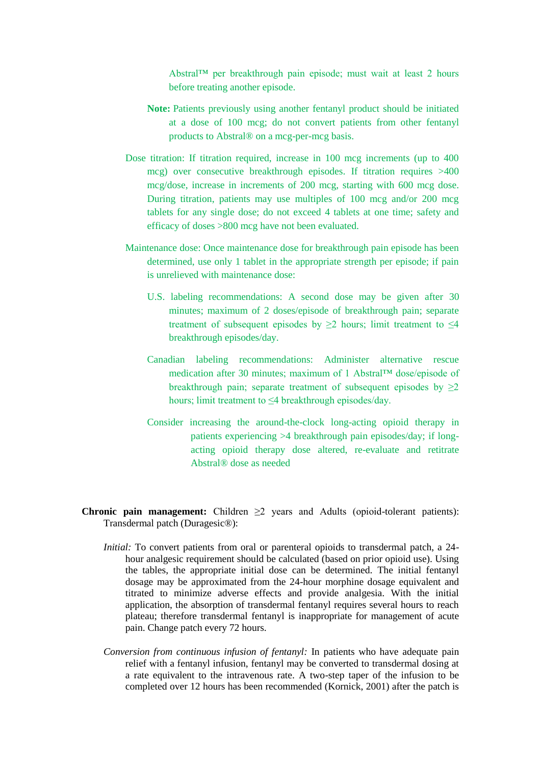Abstral™ per breakthrough pain episode; must wait at least 2 hours before treating another episode.

**Note:** Patients previously using another fentanyl product should be initiated at a dose of 100 mcg; do not convert patients from other fentanyl products to Abstral® on a mcg-per-mcg basis.

Dose titration: If titration required, increase in 100 mcg increments (up to 400 mcg) over consecutive breakthrough episodes. If titration requires >400 mcg/dose, increase in increments of 200 mcg, starting with 600 mcg dose. During titration, patients may use multiples of 100 mcg and/or 200 mcg tablets for any single dose; do not exceed 4 tablets at one time; safety and efficacy of doses >800 mcg have not been evaluated.

Maintenance dose: Once maintenance dose for breakthrough pain episode has been determined, use only 1 tablet in the appropriate strength per episode; if pain is unrelieved with maintenance dose:

U.S. labeling recommendations: A second dose may be given after 30 minutes; maximum of 2 doses/episode of breakthrough pain; separate treatment of subsequent episodes by ≥2 hours; limit treatment to ≤4 breakthrough episodes/day.

Canadian labeling recommendations: Administer alternative rescue medication after 30 minutes; maximum of 1 Abstral™ dose/episode of breakthrough pain; separate treatment of subsequent episodes by ≥2 hours; limit treatment to ≤4 breakthrough episodes/day.

Consider increasing the around-the-clock long-acting opioid therapy in patients experiencing >4 breakthrough pain episodes/day; if long-acting opioid therapy dose altered, re-evaluate and retitrate Abstral® dose as needed

**Chronic pain management:** Children ≥2 years and Adults (opioid-tolerant patients): Transdermal patch (Duragesic®):

*Initial:* To convert patients from oral or parenteral opioids to transdermal patch, a 24-hour analgesic requirement should be calculated (based on prior opioid use). Using the tables, the appropriate initial dose can be determined. The initial fentanyl dosage may be approximated from the 24-hour morphine dosage equivalent and titrated to minimize adverse effects and provide analgesia. With the initial application, the absorption of transdermal fentanyl requires several hours to reach plateau; therefore transdermal fentanyl is inappropriate for management of acute pain. Change patch every 72 hours.

*Conversion from continuous infusion of fentanyl:* In patients who have adequate pain relief with a fentanyl infusion, fentanyl may be converted to transdermal dosing at a rate equivalent to the intravenous rate. A two-step taper of the infusion to be completed over 12 hours has been recommended (Kornick, 2001) after the patch is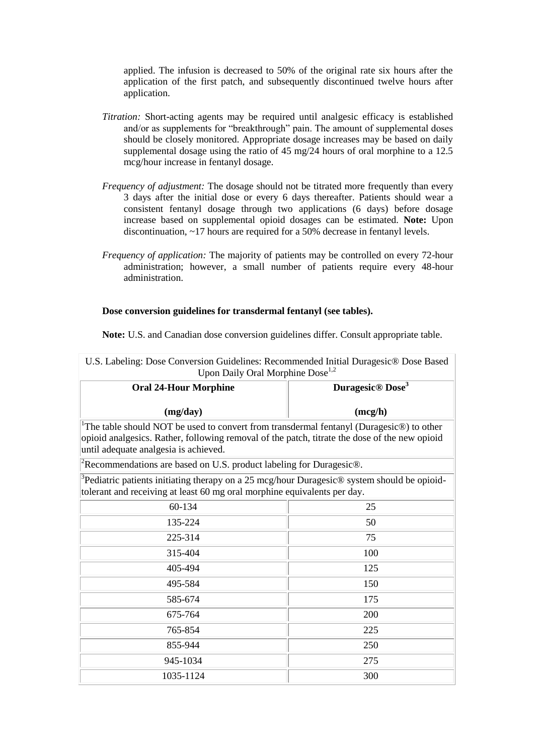applied. The infusion is decreased to 50% of the original rate six hours after the application of the first patch, and subsequently discontinued twelve hours after application.

*Titration:* Short-acting agents may be required until analgesic efficacy is established and/or as supplements for "breakthrough" pain. The amount of supplemental doses should be closely monitored. Appropriate dosage increases may be based on daily supplemental dosage using the ratio of 45 mg/24 hours of oral morphine to a 12.5 mcg/hour increase in fentanyl dosage.

*Frequency of adjustment:* The dosage should not be titrated more frequently than every 3 days after the initial dose or every 6 days thereafter. Patients should wear a consistent fentanyl dosage through two applications (6 days) before dosage increase based on supplemental opioid dosages can be estimated. **Note:** Upon discontinuation, ~17 hours are required for a 50% decrease in fentanyl levels.

*Frequency of application:* The majority of patients may be controlled on every 72-hour administration; however, a small number of patients require every 48-hour administration.

**Dose conversion guidelines for transdermal fentanyl (see tables).**

**Note:** U.S. and Canadian dose conversion guidelines differ. Consult appropriate table.

U.S. Labeling: Dose Conversion Guidelines: Recommended Initial Duragesic® Dose Based Upon Daily Oral Morphine Dose[1,2]

| Oral 24-Hour Morphine (mg/day) | Duragesic® Dose[3] (mcg/h) |
|---|---|
| [1]The table should NOT be used to convert from transdermal fentanyl (Duragesic®) to other opioid analgesics. Rather, following removal of the patch, titrate the dose of the new opioid until adequate analgesia is achieved. | |
| [2]Recommendations are based on U.S. product labeling for Duragesic®. | |
| [3]Pediatric patients initiating therapy on a 25 mcg/hour Duragesic® system should be opioid-tolerant and receiving at least 60 mg oral morphine equivalents per day. | |
| 60-134 | 25 |
| 135-224 | 50 |
| 225-314 | 75 |
| 315-404 | 100 |
| 405-494 | 125 |
| 495-584 | 150 |
| 585-674 | 175 |
| 675-764 | 200 |
| 765-854 | 225 |
| 855-944 | 250 |
| 945-1034 | 275 |
| 1035-1124 | 300 |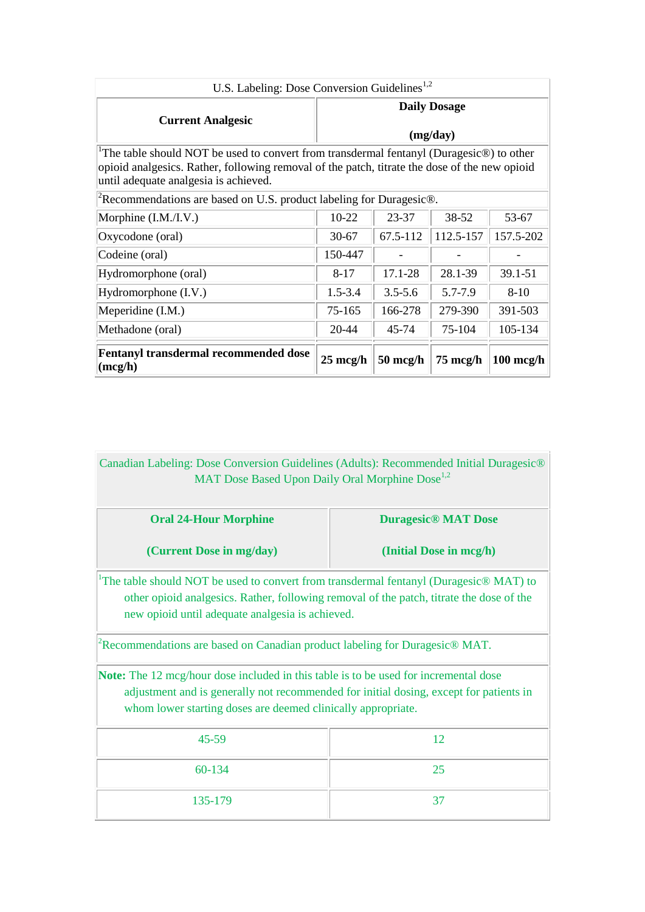| U.S. Labeling: Dose Conversion Guidelines[1,2] | | | | |
|---|---|---|---|---|
| **Current Analgesic** | **Daily Dosage (mg/day)** | | | |
| [1]The table should NOT be used to convert from transdermal fentanyl (Duragesic®) to other opioid analgesics. Rather, following removal of the patch, titrate the dose of the new opioid until adequate analgesia is achieved. | | | | |
| [2]Recommendations are based on U.S. product labeling for Duragesic®. | | | | |
| Morphine (I.M./I.V.) | 10-22 | 23-37 | 38-52 | 53-67 |
| Oxycodone (oral) | 30-67 | 67.5-112 | 112.5-157 | 157.5-202 |
| Codeine (oral) | 150-447 | - | - | - |
| Hydromorphone (oral) | 8-17 | 17.1-28 | 28.1-39 | 39.1-51 |
| Hydromorphone (I.V.) | 1.5-3.4 | 3.5-5.6 | 5.7-7.9 | 8-10 |
| Meperidine (I.M.) | 75-165 | 166-278 | 279-390 | 391-503 |
| Methadone (oral) | 20-44 | 45-74 | 75-104 | 105-134 |
| **Fentanyl transdermal recommended dose (mcg/h)** | **25 mcg/h** | **50 mcg/h** | **75 mcg/h** | **100 mcg/h** |

| Canadian Labeling: Dose Conversion Guidelines (Adults): Recommended Initial Duragesic® MAT Dose Based Upon Daily Oral Morphine Dose[1,2] | |
|---|---|
| **Oral 24-Hour Morphine (Current Dose in mg/day)** | **Duragesic® MAT Dose (Initial Dose in mcg/h)** |
| [1]The table should NOT be used to convert from transdermal fentanyl (Duragesic® MAT) to other opioid analgesics. Rather, following removal of the patch, titrate the dose of the new opioid until adequate analgesia is achieved. | |
| [2]Recommendations are based on Canadian product labeling for Duragesic® MAT. | |
| **Note:** The 12 mcg/hour dose included in this table is to be used for incremental dose adjustment and is generally not recommended for initial dosing, except for patients in whom lower starting doses are deemed clinically appropriate. | |
| 45-59 | 12 |
| 60-134 | 25 |
| 135-179 | 37 |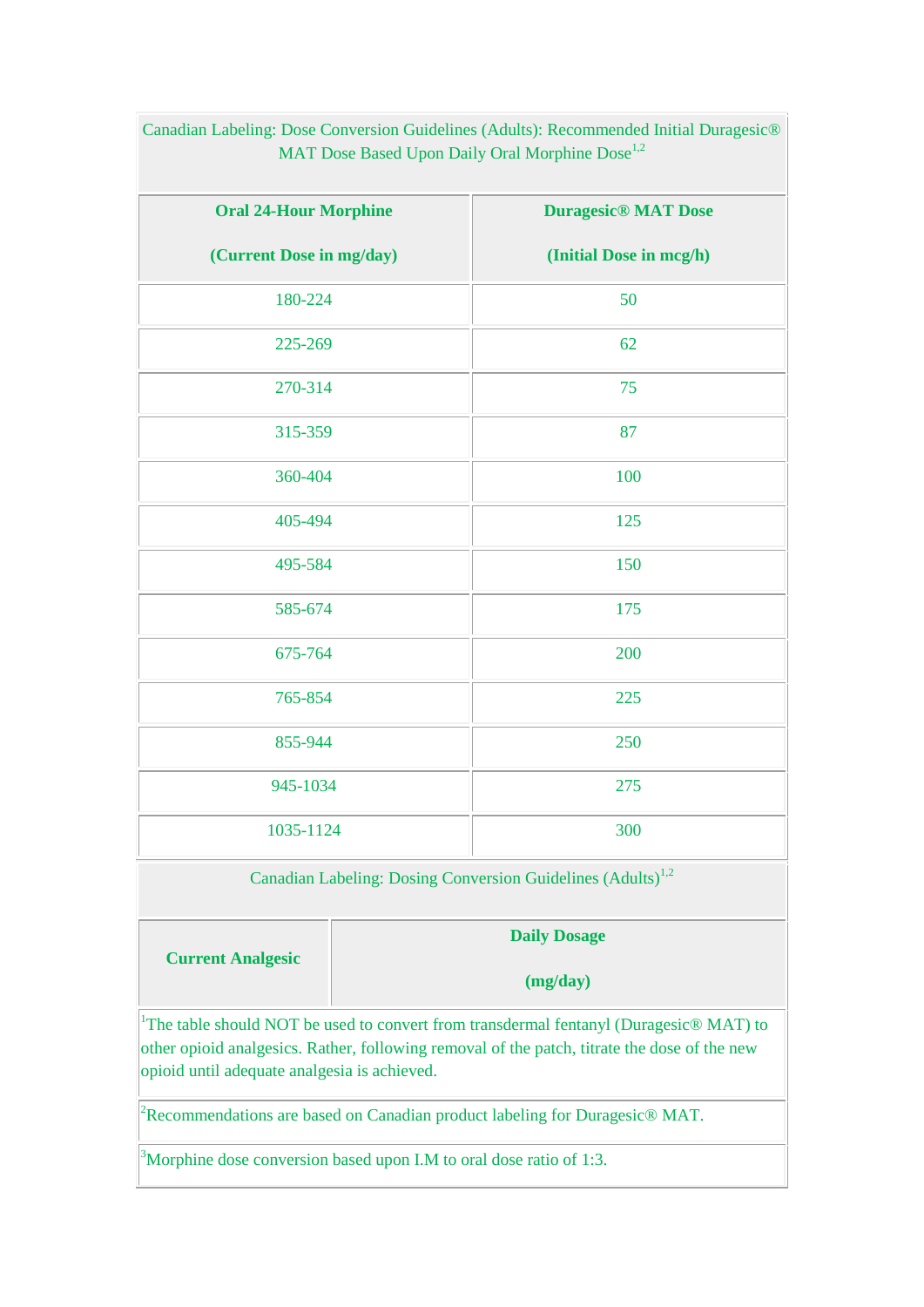| Canadian Labeling: Dose Conversion Guidelines (Adults): Recommended Initial Duragesic® MAT Dose Based Upon Daily Oral Morphine Dose[1,2] | |
|---|---|
| **Oral 24-Hour Morphine (Current Dose in mg/day)** | **Duragesic® MAT Dose (Initial Dose in mcg/h)** |
| 180-224 | 50 |
| 225-269 | 62 |
| 270-314 | 75 |
| 315-359 | 87 |
| 360-404 | 100 |
| 405-494 | 125 |
| 495-584 | 150 |
| 585-674 | 175 |
| 675-764 | 200 |
| 765-854 | 225 |
| 855-944 | 250 |
| 945-1034 | 275 |
| 1035-1124 | 300 |

| Canadian Labeling: Dosing Conversion Guidelines (Adults)[1,2] | |
|---|---|
| **Current Analgesic** | **Daily Dosage (mg/day)** |

[1]The table should NOT be used to convert from transdermal fentanyl (Duragesic® MAT) to other opioid analgesics. Rather, following removal of the patch, titrate the dose of the new opioid until adequate analgesia is achieved.

[2]Recommendations are based on Canadian product labeling for Duragesic® MAT.

[3]Morphine dose conversion based upon I.M to oral dose ratio of 1:3.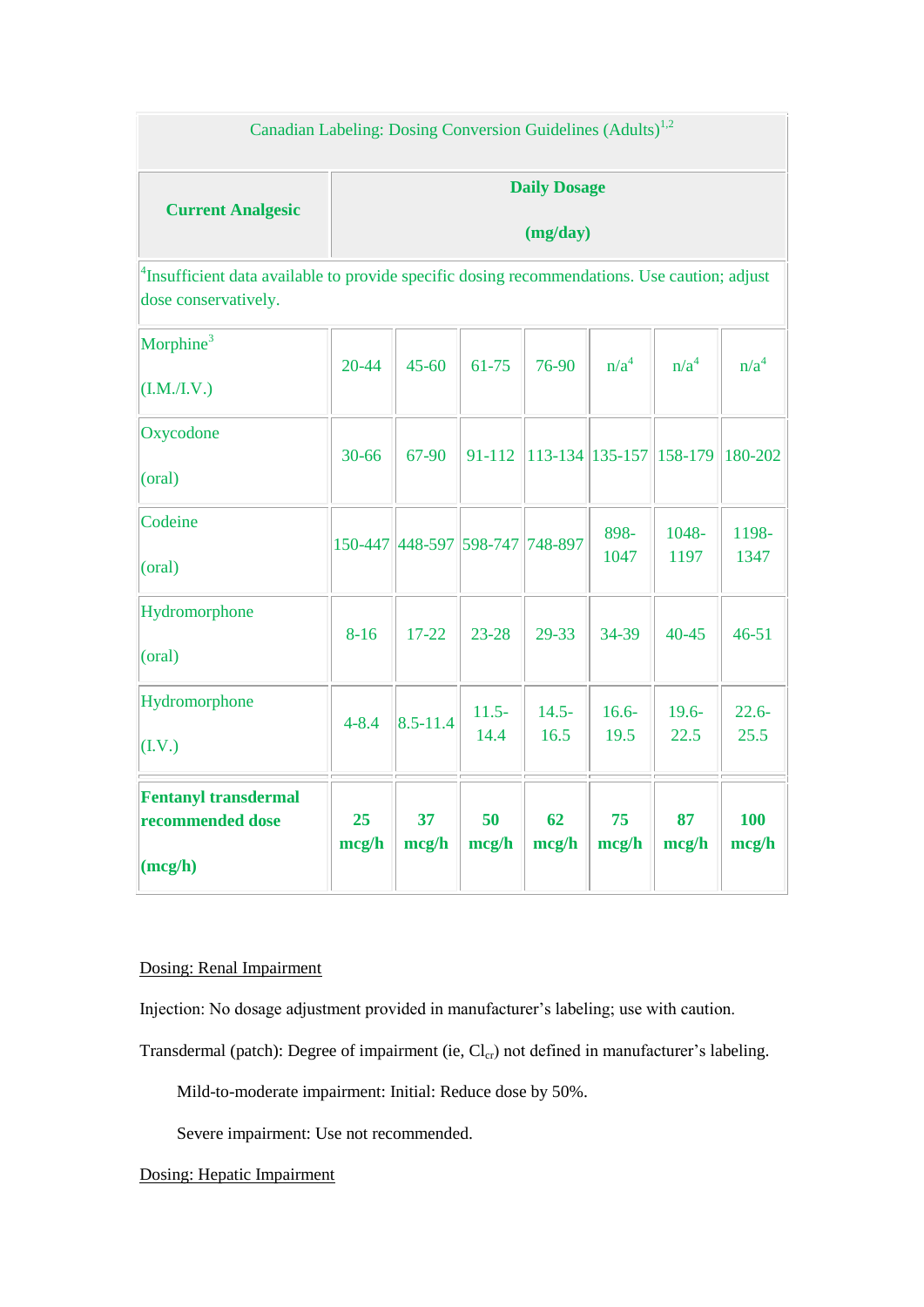| Canadian Labeling: Dosing Conversion Guidelines (Adults)[1,2] | | | | | | | |
|---|---|---|---|---|---|---|---|
| **Current Analgesic** | **Daily Dosage (mg/day)** | | | | | | |
| [4]Insufficient data available to provide specific dosing recommendations. Use caution; adjust dose conservatively. | | | | | | | |
| Morphine[3] (I.M./I.V.) | 20-44 | 45-60 | 61-75 | 76-90 | n/a[4] | n/a[4] | n/a[4] |
| Oxycodone (oral) | 30-66 | 67-90 | 91-112 | 113-134 | 135-157 | 158-179 | 180-202 |
| Codeine (oral) | 150-447 | 448-597 | 598-747 | 748-897 | 898-1047 | 1048-1197 | 1198-1347 |
| Hydromorphone (oral) | 8-16 | 17-22 | 23-28 | 29-33 | 34-39 | 40-45 | 46-51 |
| Hydromorphone (I.V.) | 4-8.4 | 8.5-11.4 | 11.5-14.4 | 14.5-16.5 | 16.6-19.5 | 19.6-22.5 | 22.6-25.5 |
| **Fentanyl transdermal recommended dose (mcg/h)** | **25 mcg/h** | **37 mcg/h** | **50 mcg/h** | **62 mcg/h** | **75 mcg/h** | **87 mcg/h** | **100 mcg/h** |

Dosing: Renal Impairment

Injection: No dosage adjustment provided in manufacturer's labeling; use with caution.

Transdermal (patch): Degree of impairment (ie, $Cl_{cr}$) not defined in manufacturer's labeling.

Mild-to-moderate impairment: Initial: Reduce dose by 50%.

Severe impairment: Use not recommended.

Dosing: Hepatic Impairment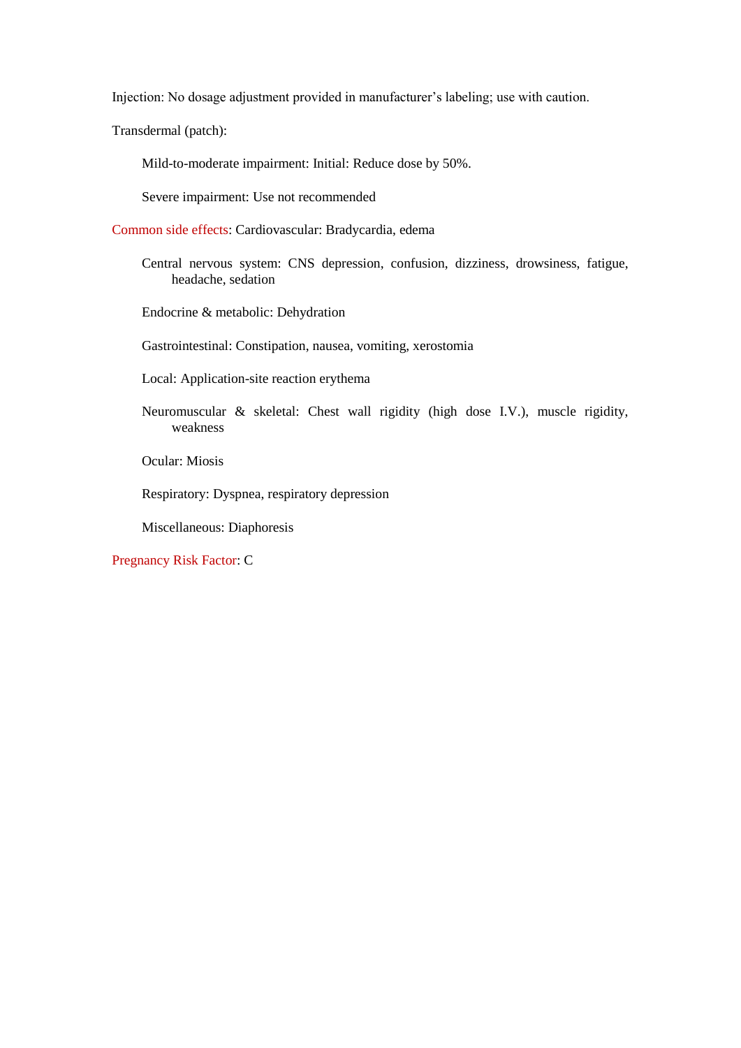Injection: No dosage adjustment provided in manufacturer's labeling; use with caution.

Transdermal (patch):

Mild-to-moderate impairment: Initial: Reduce dose by 50%.

Severe impairment: Use not recommended

Common side effects: Cardiovascular: Bradycardia, edema

Central nervous system: CNS depression, confusion, dizziness, drowsiness, fatigue, headache, sedation

Endocrine & metabolic: Dehydration

Gastrointestinal: Constipation, nausea, vomiting, xerostomia

Local: Application-site reaction erythema

Neuromuscular & skeletal: Chest wall rigidity (high dose I.V.), muscle rigidity, weakness

Ocular: Miosis

Respiratory: Dyspnea, respiratory depression

Miscellaneous: Diaphoresis

Pregnancy Risk Factor: C